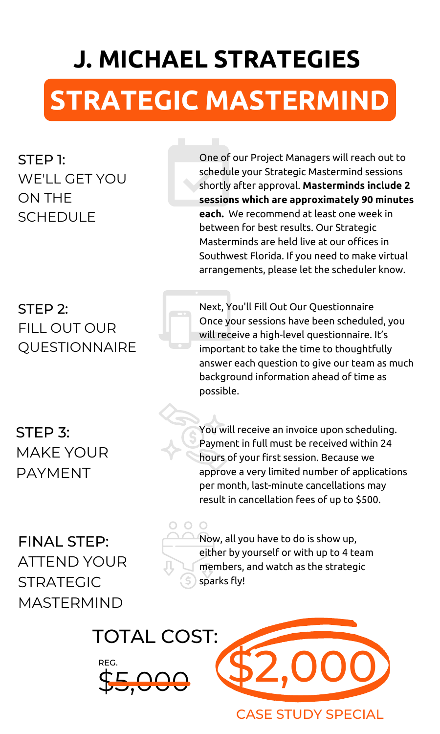# J. MICHAEL STRATEGIES

## STRATEGIC MASTERMIND

### STEP 1: WE'LL GET YOU ON THE SCHEDULE

One of our Project Managers will reach out to schedule your Strategic Mastermind sessions shortly after approval. **Masterminds include 2 sessions which are approximately 90 minutes each.** We recommend at least one week in between for best results. Our Strategic Masterminds are held live at our offices in Southwest Florida. If you need to make virtual arrangements, please let the scheduler know.

### STEP 2: FILL OUT OUR QUESTIONNAIRE

Next, You'll Fill Out Our Questionnaire
Once your sessions have been scheduled, you will receive a high-level questionnaire. It's important to take the time to thoughtfully answer each question to give our team as much background information ahead of time as possible.

### STEP 3: MAKE YOUR PAYMENT

You will receive an invoice upon scheduling. Payment in full must be received within 24 hours of your first session. Because we approve a very limited number of applications per month, last-minute cancellations may result in cancellation fees of up to $500.

### FINAL STEP: ATTEND YOUR STRATEGIC MASTERMIND

Now, all you have to do is show up, either by yourself or with up to 4 team members, and watch as the strategic sparks fly!

## TOTAL COST:

REG. ~~$5,000~~

**$2,000**

CASE STUDY SPECIAL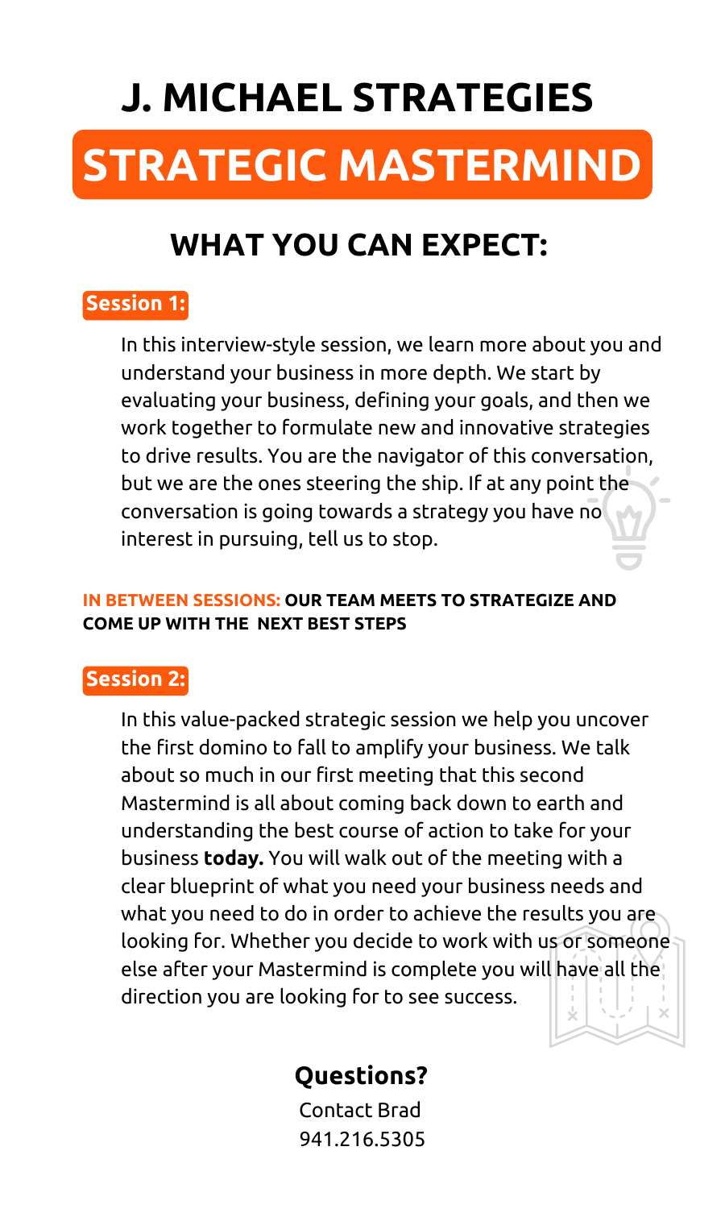# J. MICHAEL STRATEGIES

# STRATEGIC MASTERMIND

## WHAT YOU CAN EXPECT:

**Session 1:**

In this interview-style session, we learn more about you and understand your business in more depth. We start by evaluating your business, defining your goals, and then we work together to formulate new and innovative strategies to drive results. You are the navigator of this conversation, but we are the ones steering the ship. If at any point the conversation is going towards a strategy you have no interest in pursuing, tell us to stop.

**IN BETWEEN SESSIONS: OUR TEAM MEETS TO STRATEGIZE AND COME UP WITH THE NEXT BEST STEPS**

**Session 2:**

In this value-packed strategic session we help you uncover the first domino to fall to amplify your business. We talk about so much in our first meeting that this second Mastermind is all about coming back down to earth and understanding the best course of action to take for your business **today.** You will walk out of the meeting with a clear blueprint of what you need your business needs and what you need to do in order to achieve the results you are looking for. Whether you decide to work with us or someone else after your Mastermind is complete you will have all the direction you are looking for to see success.

### Questions?

Contact Brad

941.216.5305